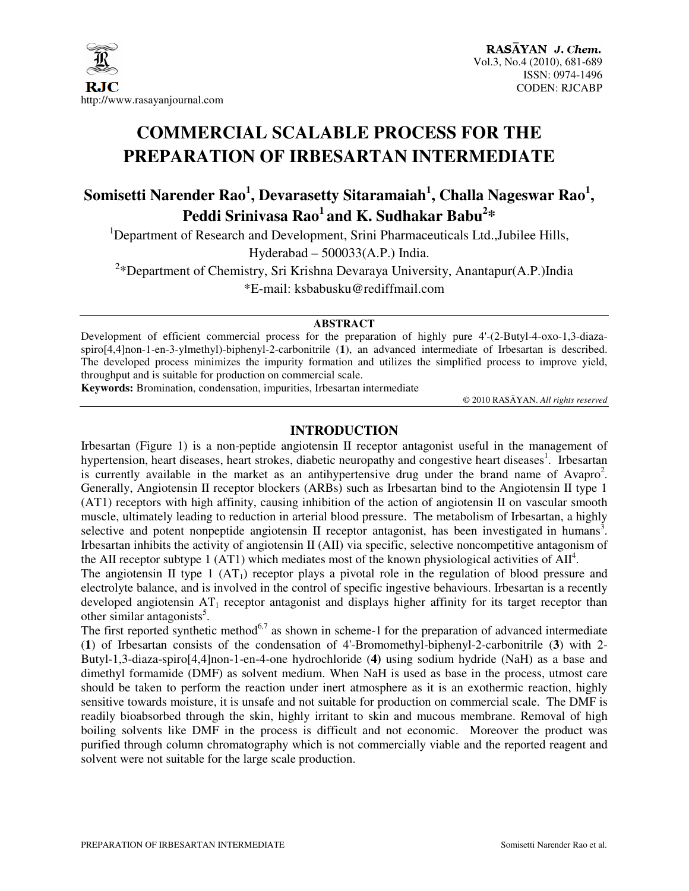# COMMERCIAL SCALABLE PROCESS FOR THE PREPARATION OF IRBESARTAN INTERMEDIATE

**Somisetti Narender Rao[1], Devarasetty Sitaramaiah[1], Challa Nageswar Rao[1], Peddi Srinivasa Rao[1] and K. Sudhakar Babu[2]***

[1]Department of Research and Development, Srini Pharmaceuticals Ltd.,Jubilee Hills, Hyderabad – 500033(A.P.) India.

[2]*Department of Chemistry, Sri Krishna Devaraya University, Anantapur(A.P.)India

*E-mail: ksbabusku@rediffmail.com

## ABSTRACT

Development of efficient commercial process for the preparation of highly pure 4'-(2-Butyl-4-oxo-1,3-diaza-spiro[4,4]non-1-en-3-ylmethyl)-biphenyl-2-carbonitrile (**1**), an advanced intermediate of Irbesartan is described. The developed process minimizes the impurity formation and utilizes the simplified process to improve yield, throughput and is suitable for production on commercial scale.

**Keywords:** Bromination, condensation, impurities, Irbesartan intermediate

© 2010 RASĀYAN. *All rights reserved*

## INTRODUCTION

Irbesartan (Figure 1) is a non-peptide angiotensin II receptor antagonist useful in the management of hypertension, heart diseases, heart strokes, diabetic neuropathy and congestive heart diseases[1]. Irbesartan is currently available in the market as an antihypertensive drug under the brand name of Avapro[2]. Generally, Angiotensin II receptor blockers (ARBs) such as Irbesartan bind to the Angiotensin II type 1 (AT1) receptors with high affinity, causing inhibition of the action of angiotensin II on vascular smooth muscle, ultimately leading to reduction in arterial blood pressure. The metabolism of Irbesartan, a highly selective and potent nonpeptide angiotensin II receptor antagonist, has been investigated in humans[3]. Irbesartan inhibits the activity of angiotensin II (AII) via specific, selective noncompetitive antagonism of the AII receptor subtype 1 (AT1) which mediates most of the known physiological activities of AII[4].

The angiotensin II type 1 ($AT_1$) receptor plays a pivotal role in the regulation of blood pressure and electrolyte balance, and is involved in the control of specific ingestive behaviours. Irbesartan is a recently developed angiotensin $AT_1$ receptor antagonist and displays higher affinity for its target receptor than other similar antagonists[5].

The first reported synthetic method[6,7] as shown in scheme-1 for the preparation of advanced intermediate (**1**) of Irbesartan consists of the condensation of 4'-Bromomethyl-biphenyl-2-carbonitrile (**3**) with 2-Butyl-1,3-diaza-spiro[4,4]non-1-en-4-one hydrochloride (**4**) using sodium hydride (NaH) as a base and dimethyl formamide (DMF) as solvent medium. When NaH is used as base in the process, utmost care should be taken to perform the reaction under inert atmosphere as it is an exothermic reaction, highly sensitive towards moisture, it is unsafe and not suitable for production on commercial scale. The DMF is readily bioabsorbed through the skin, highly irritant to skin and mucous membrane. Removal of high boiling solvents like DMF in the process is difficult and not economic. Moreover the product was purified through column chromatography which is not commercially viable and the reported reagent and solvent were not suitable for the large scale production.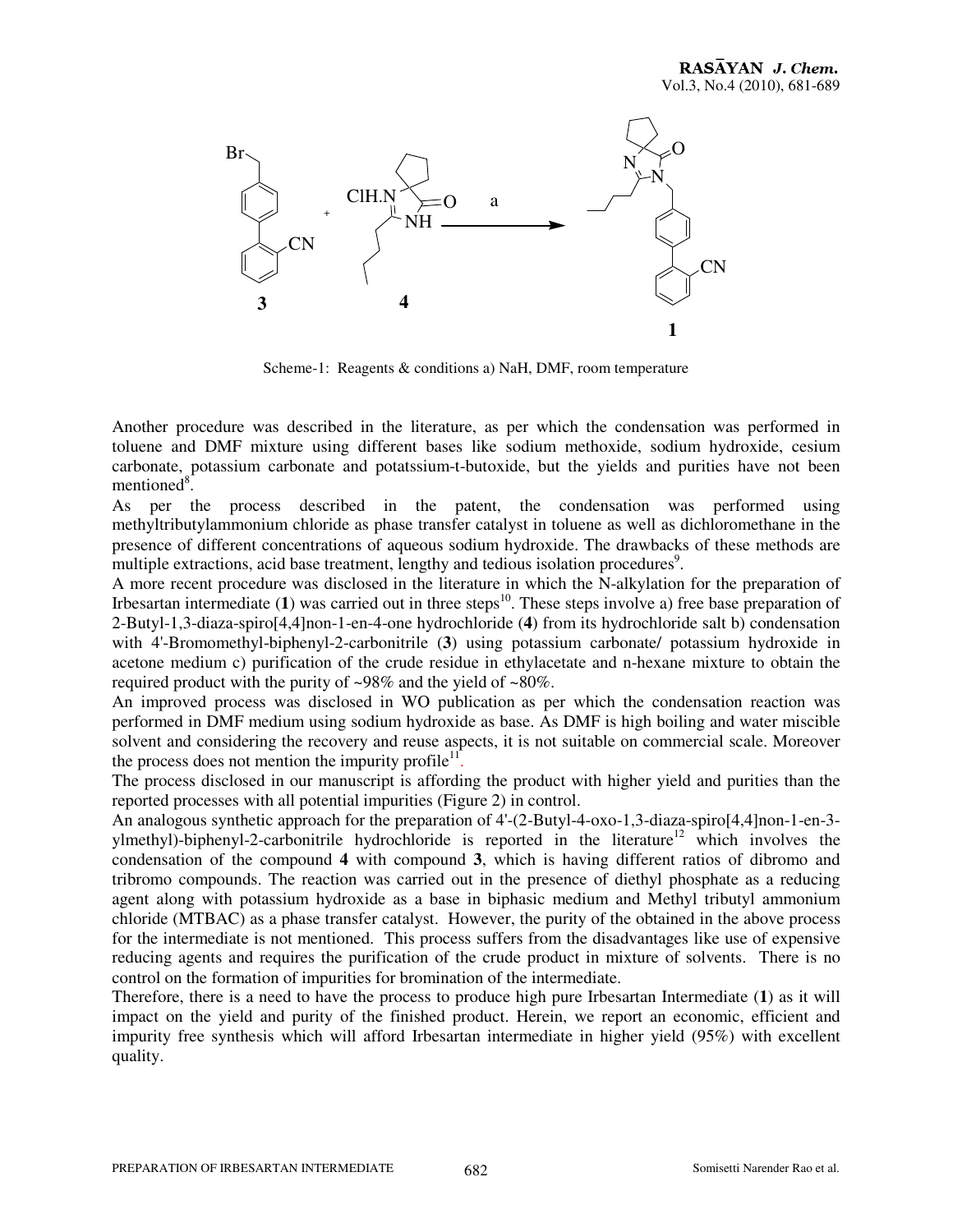Scheme-1: Reagents & conditions a) NaH, DMF, room temperature

Another procedure was described in the literature, as per which the condensation was performed in toluene and DMF mixture using different bases like sodium methoxide, sodium hydroxide, cesium carbonate, potassium carbonate and potatssium-t-butoxide, but the yields and purities have not been mentioned[8].

As per the process described in the patent, the condensation was performed using methyltributylammonium chloride as phase transfer catalyst in toluene as well as dichloromethane in the presence of different concentrations of aqueous sodium hydroxide. The drawbacks of these methods are multiple extractions, acid base treatment, lengthy and tedious isolation procedures[9].

A more recent procedure was disclosed in the literature in which the N-alkylation for the preparation of Irbesartan intermediate (**1**) was carried out in three steps[10]. These steps involve a) free base preparation of 2-Butyl-1,3-diaza-spiro[4,4]non-1-en-4-one hydrochloride (**4**) from its hydrochloride salt b) condensation with 4'-Bromomethyl-biphenyl-2-carbonitrile (**3**) using potassium carbonate/ potassium hydroxide in acetone medium c) purification of the crude residue in ethylacetate and n-hexane mixture to obtain the required product with the purity of ~98% and the yield of ~80%.

An improved process was disclosed in WO publication as per which the condensation reaction was performed in DMF medium using sodium hydroxide as base. As DMF is high boiling and water miscible solvent and considering the recovery and reuse aspects, it is not suitable on commercial scale. Moreover the process does not mention the impurity profile[11].

The process disclosed in our manuscript is affording the product with higher yield and purities than the reported processes with all potential impurities (Figure 2) in control.

An analogous synthetic approach for the preparation of 4'-(2-Butyl-4-oxo-1,3-diaza-spiro[4,4]non-1-en-3-ylmethyl)-biphenyl-2-carbonitrile hydrochloride is reported in the literature[12] which involves the condensation of the compound **4** with compound **3**, which is having different ratios of dibromo and tribromo compounds. The reaction was carried out in the presence of diethyl phosphate as a reducing agent along with potassium hydroxide as a base in biphasic medium and Methyl tributyl ammonium chloride (MTBAC) as a phase transfer catalyst. However, the purity of the obtained in the above process for the intermediate is not mentioned. This process suffers from the disadvantages like use of expensive reducing agents and requires the purification of the crude product in mixture of solvents. There is no control on the formation of impurities for bromination of the intermediate.

Therefore, there is a need to have the process to produce high pure Irbesartan Intermediate (**1**) as it will impact on the yield and purity of the finished product. Herein, we report an economic, efficient and impurity free synthesis which will afford Irbesartan intermediate in higher yield (95%) with excellent quality.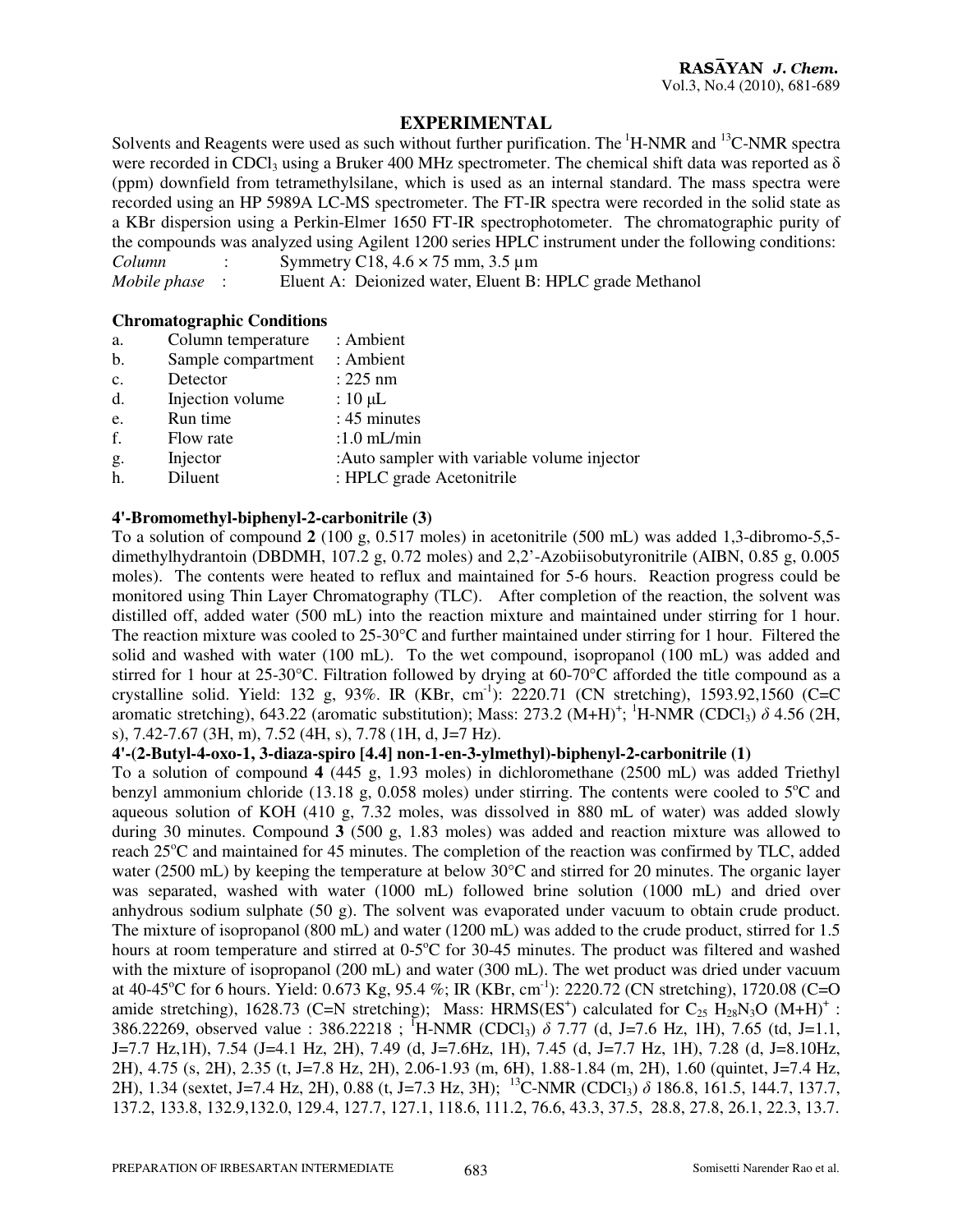## EXPERIMENTAL

Solvents and Reagents were used as such without further purification. The $^1$H-NMR and $^{13}$C-NMR spectra were recorded in $CDCl_3$ using a Bruker 400 MHz spectrometer. The chemical shift data was reported as δ (ppm) downfield from tetramethylsilane, which is used as an internal standard. The mass spectra were recorded using an HP 5989A LC-MS spectrometer. The FT-IR spectra were recorded in the solid state as a KBr dispersion using a Perkin-Elmer 1650 FT-IR spectrophotometer. The chromatographic purity of the compounds was analyzed using Agilent 1200 series HPLC instrument under the following conditions:

*Column* : Symmetry C18, 4.6 × 75 mm, 3.5 µm

*Mobile phase* : Eluent A: Deionized water, Eluent B: HPLC grade Methanol

**Chromatographic Conditions**

a. Column temperature : Ambient
b. Sample compartment : Ambient
c. Detector : 225 nm
d. Injection volume : 10 µL
e. Run time : 45 minutes
f. Flow rate : 1.0 mL/min
g. Injector : Auto sampler with variable volume injector
h. Diluent : HPLC grade Acetonitrile

**4'-Bromomethyl-biphenyl-2-carbonitrile (3)**

To a solution of compound **2** (100 g, 0.517 moles) in acetonitrile (500 mL) was added 1,3-dibromo-5,5-dimethylhydrantoin (DBDMH, 107.2 g, 0.72 moles) and 2,2'-Azobiisobutyronitrile (AIBN, 0.85 g, 0.005 moles). The contents were heated to reflux and maintained for 5-6 hours. Reaction progress could be monitored using Thin Layer Chromatography (TLC). After completion of the reaction, the solvent was distilled off, added water (500 mL) into the reaction mixture and maintained under stirring for 1 hour. The reaction mixture was cooled to 25-30°C and further maintained under stirring for 1 hour. Filtered the solid and washed with water (100 mL). To the wet compound, isopropanol (100 mL) was added and stirred for 1 hour at 25-30°C. Filtration followed by drying at 60-70°C afforded the title compound as a crystalline solid. Yield: 132 g, 93%. IR (KBr, cm$^{-1}$): 2220.71 (CN stretching), 1593.92,1560 (C=C aromatic stretching), 643.22 (aromatic substitution); Mass: 273.2 $(M+H)^+$; $^1$H-NMR ($CDCl_3$) *δ* 4.56 (2H, s), 7.42-7.67 (3H, m), 7.52 (4H, s), 7.78 (1H, d, J=7 Hz).

**4'-(2-Butyl-4-oxo-1, 3-diaza-spiro [4.4] non-1-en-3-ylmethyl)-biphenyl-2-carbonitrile (1)**

To a solution of compound **4** (445 g, 1.93 moles) in dichloromethane (2500 mL) was added Triethyl benzyl ammonium chloride (13.18 g, 0.058 moles) under stirring. The contents were cooled to 5°C and aqueous solution of KOH (410 g, 7.32 moles, was dissolved in 880 mL of water) was added slowly during 30 minutes. Compound **3** (500 g, 1.83 moles) was added and reaction mixture was allowed to reach 25°C and maintained for 45 minutes. The completion of the reaction was confirmed by TLC, added water (2500 mL) by keeping the temperature at below 30°C and stirred for 20 minutes. The organic layer was separated, washed with water (1000 mL) followed brine solution (1000 mL) and dried over anhydrous sodium sulphate (50 g). The solvent was evaporated under vacuum to obtain crude product. The mixture of isopropanol (800 mL) and water (1200 mL) was added to the crude product, stirred for 1.5 hours at room temperature and stirred at 0-5°C for 30-45 minutes. The product was filtered and washed with the mixture of isopropanol (200 mL) and water (300 mL). The wet product was dried under vacuum at 40-45°C for 6 hours. Yield: 0.673 Kg, 95.4 %; IR (KBr, cm$^{-1}$): 2220.72 (CN stretching), 1720.08 (C=O amide stretching), 1628.73 (C=N stretching); Mass: HRMS($ES^+$) calculated for $C_{25}H_{28}N_3O$ $(M+H)^+$ : 386.22269, observed value : 386.22218 ; $^1$H-NMR ($CDCl_3$) *δ* 7.77 (d, J=7.6 Hz, 1H), 7.65 (td, J=1.1, J=7.7 Hz,1H), 7.54 (J=4.1 Hz, 2H), 7.49 (d, J=7.6Hz, 1H), 7.45 (d, J=7.7 Hz, 1H), 7.28 (d, J=8.10Hz, 2H), 4.75 (s, 2H), 2.35 (t, J=7.8 Hz, 2H), 2.06-1.93 (m, 6H), 1.88-1.84 (m, 2H), 1.60 (quintet, J=7.4 Hz, 2H), 1.34 (sextet, J=7.4 Hz, 2H), 0.88 (t, J=7.3 Hz, 3H); $^{13}$C-NMR ($CDCl_3$) *δ* 186.8, 161.5, 144.7, 137.7, 137.2, 133.8, 132.9,132.0, 129.4, 127.7, 127.1, 118.6, 111.2, 76.6, 43.3, 37.5, 28.8, 27.8, 26.1, 22.3, 13.7.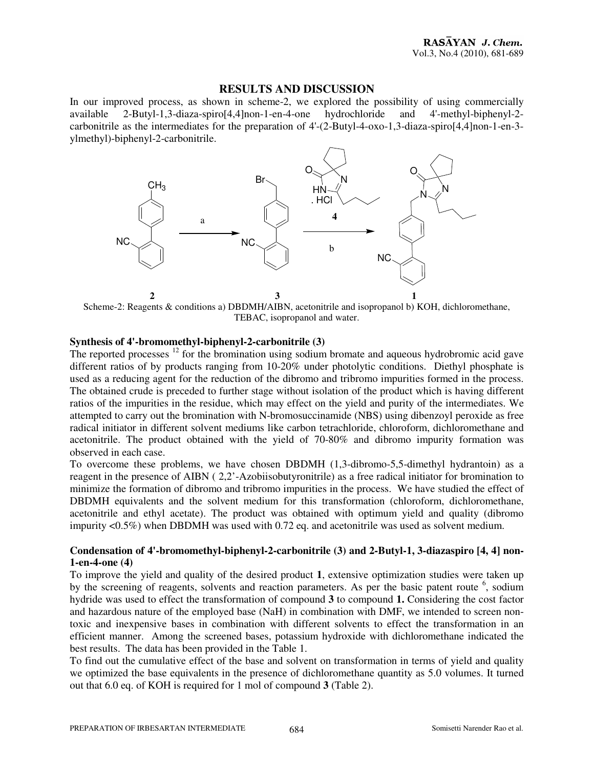## RESULTS AND DISCUSSION

In our improved process, as shown in scheme-2, we explored the possibility of using commercially available 2-Butyl-1,3-diaza-spiro[4,4]non-1-en-4-one hydrochloride and 4'-methyl-biphenyl-2-carbonitrile as the intermediates for the preparation of 4'-(2-Butyl-4-oxo-1,3-diaza-spiro[4,4]non-1-en-3-ylmethyl)-biphenyl-2-carbonitrile.

Scheme-2: Reagents & conditions a) DBDMH/AIBN, acetonitrile and isopropanol b) KOH, dichloromethane, TEBAC, isopropanol and water.

### Synthesis of 4'-bromomethyl-biphenyl-2-carbonitrile (3)

The reported processes [12] for the bromination using sodium bromate and aqueous hydrobromic acid gave different ratios of by products ranging from 10-20% under photolytic conditions. Diethyl phosphate is used as a reducing agent for the reduction of the dibromo and tribromo impurities formed in the process. The obtained crude is preceded to further stage without isolation of the product which is having different ratios of the impurities in the residue, which may effect on the yield and purity of the intermediates. We attempted to carry out the bromination with N-bromosuccinamide (NBS) using dibenzoyl peroxide as free radical initiator in different solvent mediums like carbon tetrachloride, chloroform, dichloromethane and acetonitrile. The product obtained with the yield of 70-80% and dibromo impurity formation was observed in each case.

To overcome these problems, we have chosen DBDMH (1,3-dibromo-5,5-dimethyl hydrantoin) as a reagent in the presence of AIBN ( 2,2'-Azobiisobutyronitrile) as a free radical initiator for bromination to minimize the formation of dibromo and tribromo impurities in the process. We have studied the effect of DBDMH equivalents and the solvent medium for this transformation (chloroform, dichloromethane, acetonitrile and ethyl acetate). The product was obtained with optimum yield and quality (dibromo impurity <0.5%) when DBDMH was used with 0.72 eq. and acetonitrile was used as solvent medium.

### Condensation of 4'-bromomethyl-biphenyl-2-carbonitrile (3) and 2-Butyl-1, 3-diazaspiro [4, 4] non-1-en-4-one (4)

To improve the yield and quality of the desired product **1**, extensive optimization studies were taken up by the screening of reagents, solvents and reaction parameters. As per the basic patent route [6], sodium hydride was used to effect the transformation of compound **3** to compound **1.** Considering the cost factor and hazardous nature of the employed base (NaH) in combination with DMF, we intended to screen non-toxic and inexpensive bases in combination with different solvents to effect the transformation in an efficient manner. Among the screened bases, potassium hydroxide with dichloromethane indicated the best results. The data has been provided in the Table 1.

To find out the cumulative effect of the base and solvent on transformation in terms of yield and quality we optimized the base equivalents in the presence of dichloromethane quantity as 5.0 volumes. It turned out that 6.0 eq. of KOH is required for 1 mol of compound **3** (Table 2).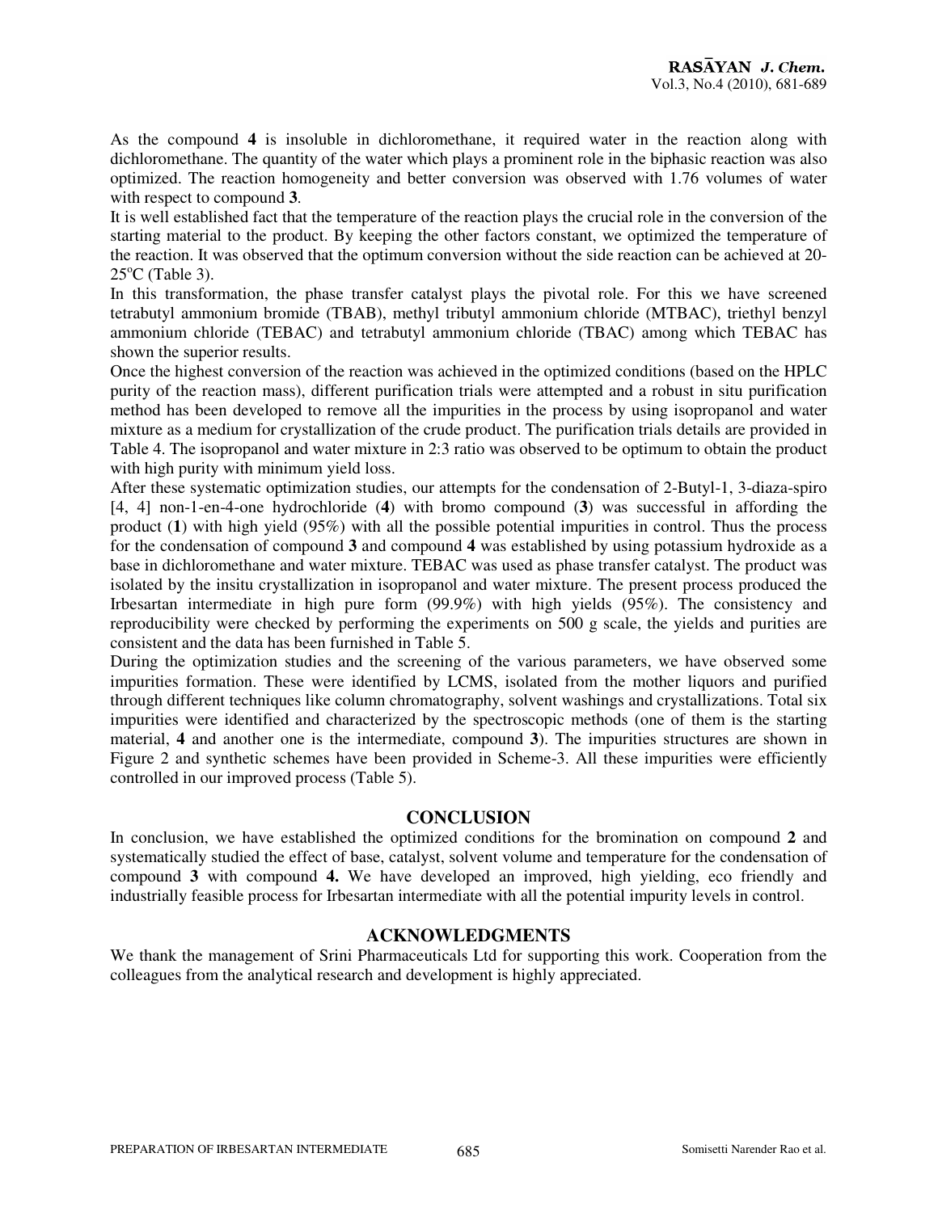As the compound **4** is insoluble in dichloromethane, it required water in the reaction along with dichloromethane. The quantity of the water which plays a prominent role in the biphasic reaction was also optimized. The reaction homogeneity and better conversion was observed with 1.76 volumes of water with respect to compound **3**.

It is well established fact that the temperature of the reaction plays the crucial role in the conversion of the starting material to the product. By keeping the other factors constant, we optimized the temperature of the reaction. It was observed that the optimum conversion without the side reaction can be achieved at 20-25$^{o}$C (Table 3).

In this transformation, the phase transfer catalyst plays the pivotal role. For this we have screened tetrabutyl ammonium bromide (TBAB), methyl tributyl ammonium chloride (MTBAC), triethyl benzyl ammonium chloride (TEBAC) and tetrabutyl ammonium chloride (TBAC) among which TEBAC has shown the superior results.

Once the highest conversion of the reaction was achieved in the optimized conditions (based on the HPLC purity of the reaction mass), different purification trials were attempted and a robust in situ purification method has been developed to remove all the impurities in the process by using isopropanol and water mixture as a medium for crystallization of the crude product. The purification trials details are provided in Table 4. The isopropanol and water mixture in 2:3 ratio was observed to be optimum to obtain the product with high purity with minimum yield loss.

After these systematic optimization studies, our attempts for the condensation of 2-Butyl-1, 3-diaza-spiro [4, 4] non-1-en-4-one hydrochloride (**4**) with bromo compound (**3**) was successful in affording the product (**1**) with high yield (95%) with all the possible potential impurities in control. Thus the process for the condensation of compound **3** and compound **4** was established by using potassium hydroxide as a base in dichloromethane and water mixture. TEBAC was used as phase transfer catalyst. The product was isolated by the insitu crystallization in isopropanol and water mixture. The present process produced the Irbesartan intermediate in high pure form (99.9%) with high yields (95%). The consistency and reproducibility were checked by performing the experiments on 500 g scale, the yields and purities are consistent and the data has been furnished in Table 5.

During the optimization studies and the screening of the various parameters, we have observed some impurities formation. These were identified by LCMS, isolated from the mother liquors and purified through different techniques like column chromatography, solvent washings and crystallizations. Total six impurities were identified and characterized by the spectroscopic methods (one of them is the starting material, **4** and another one is the intermediate, compound **3**). The impurities structures are shown in Figure 2 and synthetic schemes have been provided in Scheme-3. All these impurities were efficiently controlled in our improved process (Table 5).

## CONCLUSION

In conclusion, we have established the optimized conditions for the bromination on compound **2** and systematically studied the effect of base, catalyst, solvent volume and temperature for the condensation of compound **3** with compound **4.** We have developed an improved, high yielding, eco friendly and industrially feasible process for Irbesartan intermediate with all the potential impurity levels in control.

## ACKNOWLEDGMENTS

We thank the management of Srini Pharmaceuticals Ltd for supporting this work. Cooperation from the colleagues from the analytical research and development is highly appreciated.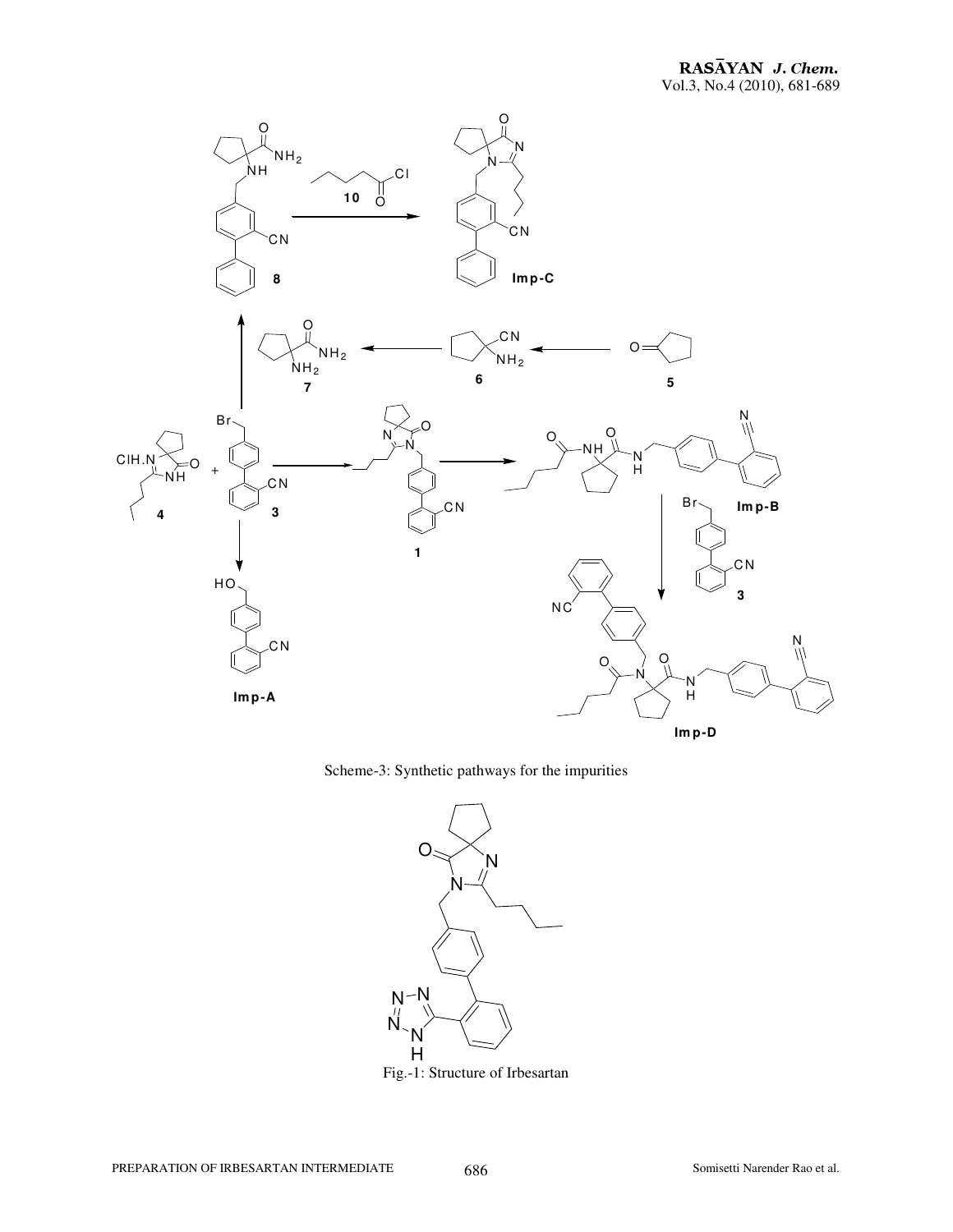Scheme-3: Synthetic pathways for the impurities

Fig.-1: Structure of Irbesartan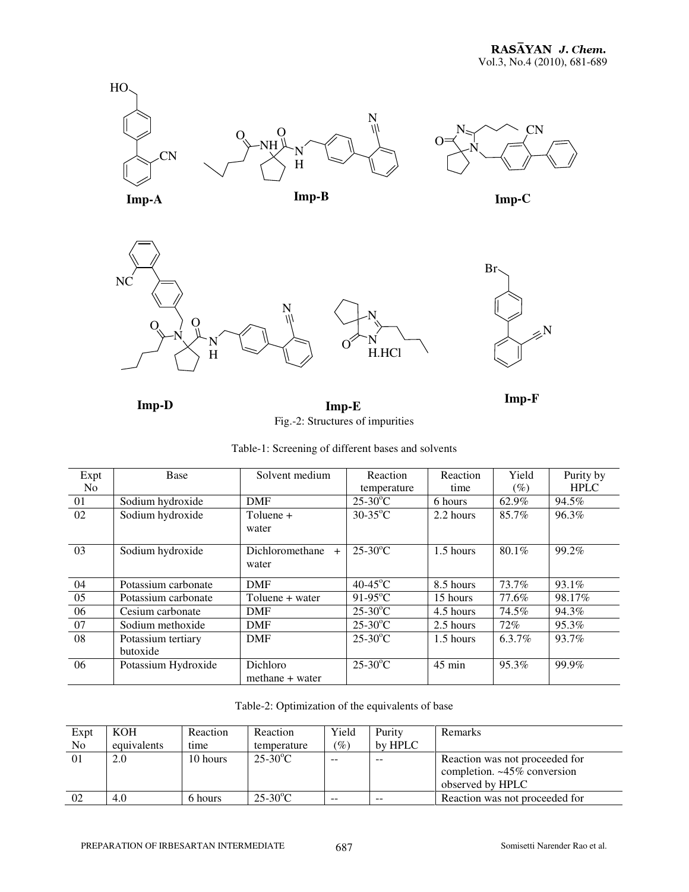Imp-A

Imp-B

Imp-C

Imp-D

Imp-E

Imp-F

Fig.-2: Structures of impurities

Table-1: Screening of different bases and solvents

| Expt No | Base | Solvent medium | Reaction temperature | Reaction time | Yield (%) | Purity by HPLC |
|---|---|---|---|---|---|---|
| 01 | Sodium hydroxide | DMF | 25-30°C | 6 hours | 62.9% | 94.5% |
| 02 | Sodium hydroxide | Toluene + water | 30-35°C | 2.2 hours | 85.7% | 96.3% |
| 03 | Sodium hydroxide | Dichloromethane + water | 25-30°C | 1.5 hours | 80.1% | 99.2% |
| 04 | Potassium carbonate | DMF | 40-45°C | 8.5 hours | 73.7% | 93.1% |
| 05 | Potassium carbonate | Toluene + water | 91-95°C | 15 hours | 77.6% | 98.17% |
| 06 | Cesium carbonate | DMF | 25-30°C | 4.5 hours | 74.5% | 94.3% |
| 07 | Sodium methoxide | DMF | 25-30°C | 2.5 hours | 72% | 95.3% |
| 08 | Potassium tertiary butoxide | DMF | 25-30°C | 1.5 hours | 6.3.7% | 93.7% |
| 06 | Potassium Hydroxide | Dichloro methane + water | 25-30°C | 45 min | 95.3% | 99.9% |

Table-2: Optimization of the equivalents of base

| Expt No | KOH equivalents | Reaction time | Reaction temperature | Yield (%) | Purity by HPLC | Remarks |
|---|---|---|---|---|---|---|
| 01 | 2.0 | 10 hours | 25-30°C | -- | -- | Reaction was not proceeded for completion. ~45% conversion observed by HPLC |
| 02 | 4.0 | 6 hours | 25-30°C | -- | -- | Reaction was not proceeded for |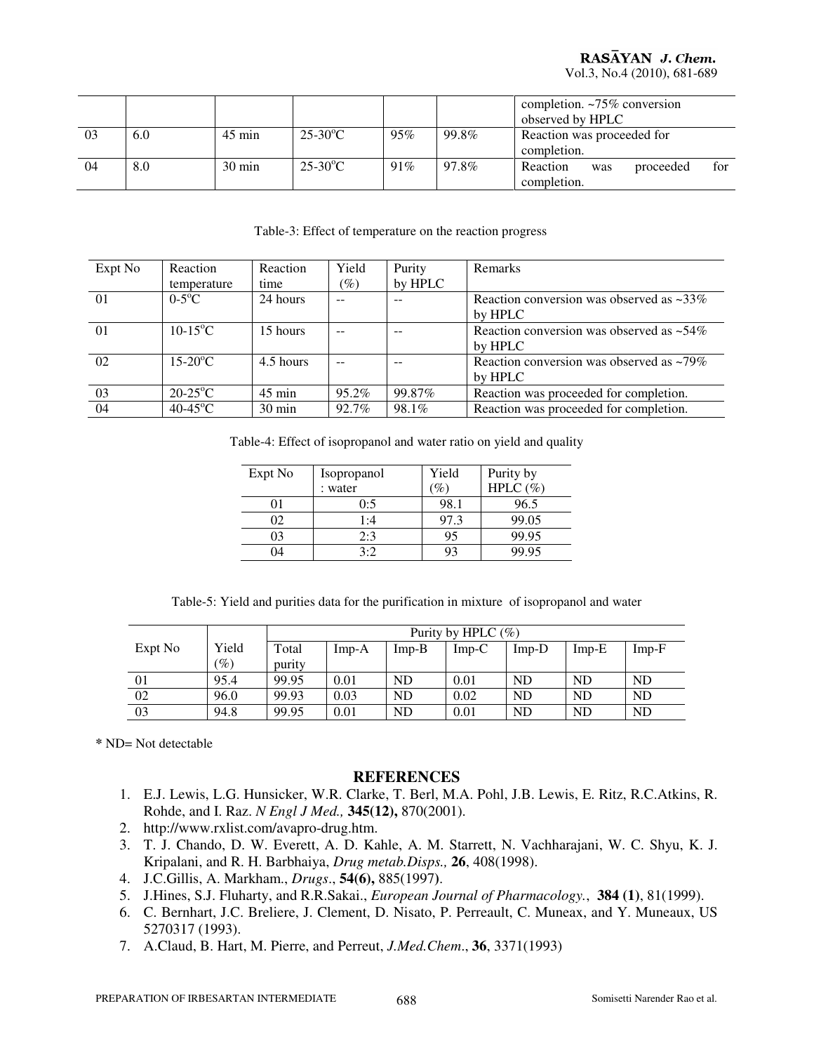|  |  |  |  |  |  | completion. ~75% conversion observed by HPLC |
|---|---|---|---|---|---|---|
| 03 | 6.0 | 45 min | 25-30°C | 95% | 99.8% | Reaction was proceeded for completion. |
| 04 | 8.0 | 30 min | 25-30°C | 91% | 97.8% | Reaction was proceeded for completion. |

Table-3: Effect of temperature on the reaction progress

| Expt No | Reaction temperature | Reaction time | Yield (%) | Purity by HPLC | Remarks |
|---|---|---|---|---|---|
| 01 | 0-5°C | 24 hours | -- | -- | Reaction conversion was observed as ~33% by HPLC |
| 01 | 10-15°C | 15 hours | -- | -- | Reaction conversion was observed as ~54% by HPLC |
| 02 | 15-20°C | 4.5 hours | -- | -- | Reaction conversion was observed as ~79% by HPLC |
| 03 | 20-25°C | 45 min | 95.2% | 99.87% | Reaction was proceeded for completion. |
| 04 | 40-45°C | 30 min | 92.7% | 98.1% | Reaction was proceeded for completion. |

Table-4: Effect of isopropanol and water ratio on yield and quality

| Expt No | Isopropanol : water | Yield (%) | Purity by HPLC (%) |
|---|---|---|---|
| 01 | 0:5 | 98.1 | 96.5 |
| 02 | 1:4 | 97.3 | 99.05 |
| 03 | 2:3 | 95 | 99.95 |
| 04 | 3:2 | 93 | 99.95 |

Table-5: Yield and purities data for the purification in mixture of isopropanol and water

| Expt No | Yield (%) | Purity by HPLC (%) | | | | | | |
|---|---|---|---|---|---|---|---|---|
| | | Total purity | Imp-A | Imp-B | Imp-C | Imp-D | Imp-E | Imp-F |
| 01 | 95.4 | 99.95 | 0.01 | ND | 0.01 | ND | ND | ND |
| 02 | 96.0 | 99.93 | 0.03 | ND | 0.02 | ND | ND | ND |
| 03 | 94.8 | 99.95 | 0.01 | ND | 0.01 | ND | ND | ND |

**\*** ND= Not detectable

## REFERENCES

1. E.J. Lewis, L.G. Hunsicker, W.R. Clarke, T. Berl, M.A. Pohl, J.B. Lewis, E. Ritz, R.C.Atkins, R. Rohde, and I. Raz. *N Engl J Med.,* **345(12),** 870(2001).
2. http://www.rxlist.com/avapro-drug.htm.
3. T. J. Chando, D. W. Everett, A. D. Kahle, A. M. Starrett, N. Vachharajani, W. C. Shyu, K. J. Kripalani, and R. H. Barbhaiya, *Drug metab.Disps.,* **26**, 408(1998).
4. J.C.Gillis, A. Markham., *Drugs*., **54(6),** 885(1997).
5. J.Hines, S.J. Fluharty, and R.R.Sakai., *European Journal of Pharmacology.*, **384 (1)**, 81(1999).
6. C. Bernhart, J.C. Breliere, J. Clement, D. Nisato, P. Perreault, C. Muneax, and Y. Muneaux, US 5270317 (1993).
7. A.Claud, B. Hart, M. Pierre, and Perreut, *J.Med.Chem*., **36**, 3371(1993)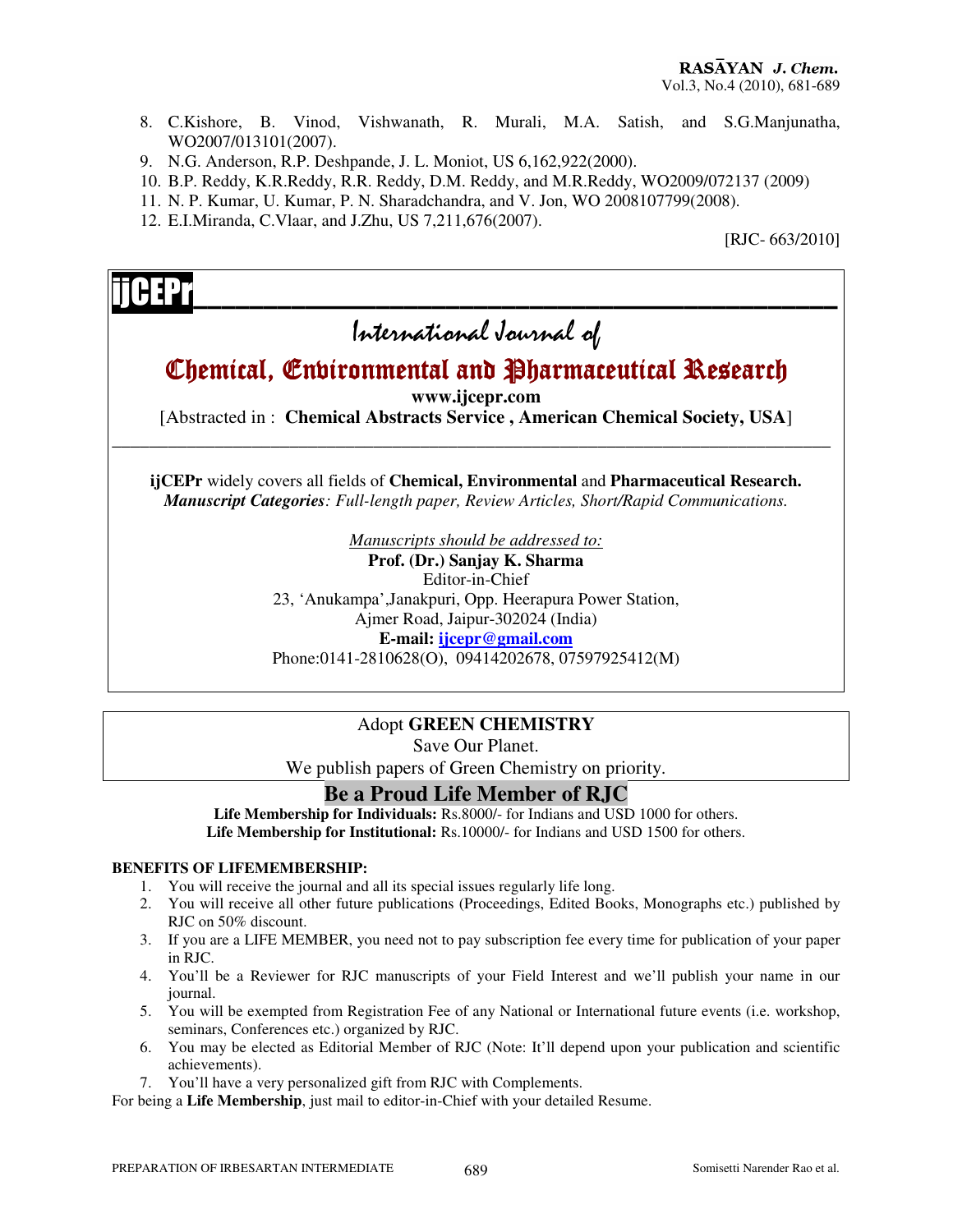8. C.Kishore, B. Vinod, Vishwanath, R. Murali, M.A. Satish, and S.G.Manjunatha, WO2007/013101(2007).
9. N.G. Anderson, R.P. Deshpande, J. L. Moniot, US 6,162,922(2000).
10. B.P. Reddy, K.R.Reddy, R.R. Reddy, D.M. Reddy, and M.R.Reddy, WO2009/072137 (2009)
11. N. P. Kumar, U. Kumar, P. N. Sharadchandra, and V. Jon, WO 2008107799(2008).
12. E.I.Miranda, C.Vlaar, and J.Zhu, US 7,211,676(2007).

[RJC- 663/2010]

---

**ijCEPr**

*International Journal of*

## Chemical, Environmental and Pharmaceutical Research

**www.ijcepr.com**

[Abstracted in : **Chemical Abstracts Service , American Chemical Society, USA**]

---

**ijCEPr** widely covers all fields of **Chemical, Environmental** and **Pharmaceutical Research.**
***Manuscript Categories****: Full-length paper, Review Articles, Short/Rapid Communications.*

*Manuscripts should be addressed to:*
**Prof. (Dr.) Sanjay K. Sharma**
Editor-in-Chief
23, 'Anukampa',Janakpuri, Opp. Heerapura Power Station,
Ajmer Road, Jaipur-302024 (India)
**E-mail: ijcepr@gmail.com**
Phone:0141-2810628(O), 09414202678, 07597925412(M)

---

Adopt **GREEN CHEMISTRY**
Save Our Planet.
We publish papers of Green Chemistry on priority.

## Be a Proud Life Member of RJC

**Life Membership for Individuals:** Rs.8000/- for Indians and USD 1000 for others.
**Life Membership for Institutional:** Rs.10000/- for Indians and USD 1500 for others.

**BENEFITS OF LIFEMEMBERSHIP:**

1. You will receive the journal and all its special issues regularly life long.
2. You will receive all other future publications (Proceedings, Edited Books, Monographs etc.) published by RJC on 50% discount.
3. If you are a LIFE MEMBER, you need not to pay subscription fee every time for publication of your paper in RJC.
4. You'll be a Reviewer for RJC manuscripts of your Field Interest and we'll publish your name in our journal.
5. You will be exempted from Registration Fee of any National or International future events (i.e. workshop, seminars, Conferences etc.) organized by RJC.
6. You may be elected as Editorial Member of RJC (Note: It'll depend upon your publication and scientific achievements).
7. You'll have a very personalized gift from RJC with Complements.

For being a **Life Membership**, just mail to editor-in-Chief with your detailed Resume.